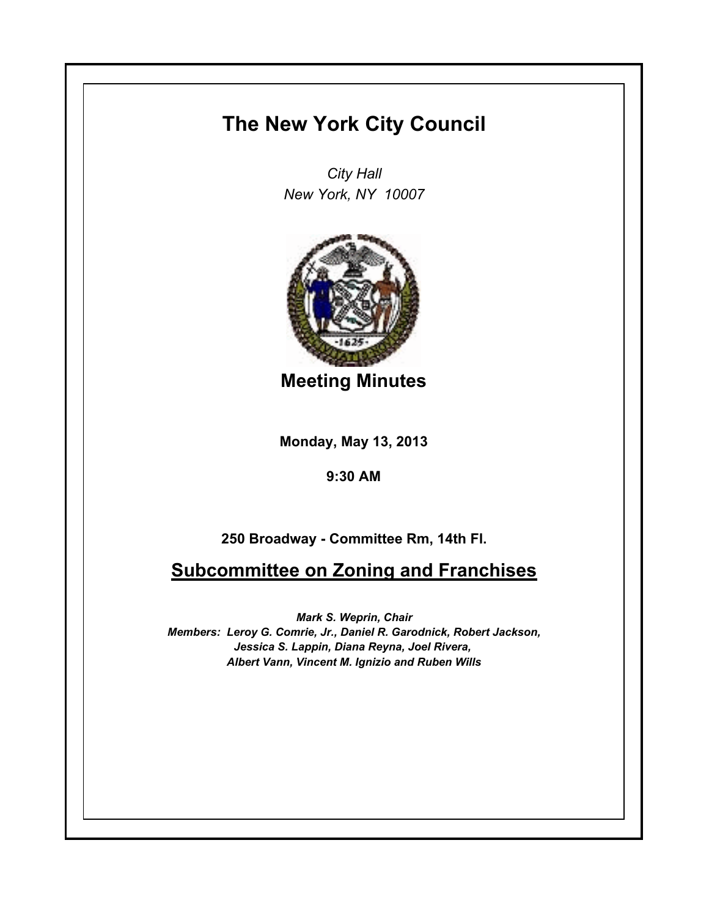# The New York City Council

*City Hall*
*New York, NY 10007*

## Meeting Minutes

**Monday, May 13, 2013**

**9:30 AM**

**250 Broadway - Committee Rm, 14th Fl.**

## Subcommittee on Zoning and Franchises

***Mark S. Weprin, Chair***
***Members: Leroy G. Comrie, Jr., Daniel R. Garodnick, Robert Jackson, Jessica S. Lappin, Diana Reyna, Joel Rivera, Albert Vann, Vincent M. Ignizio and Ruben Wills***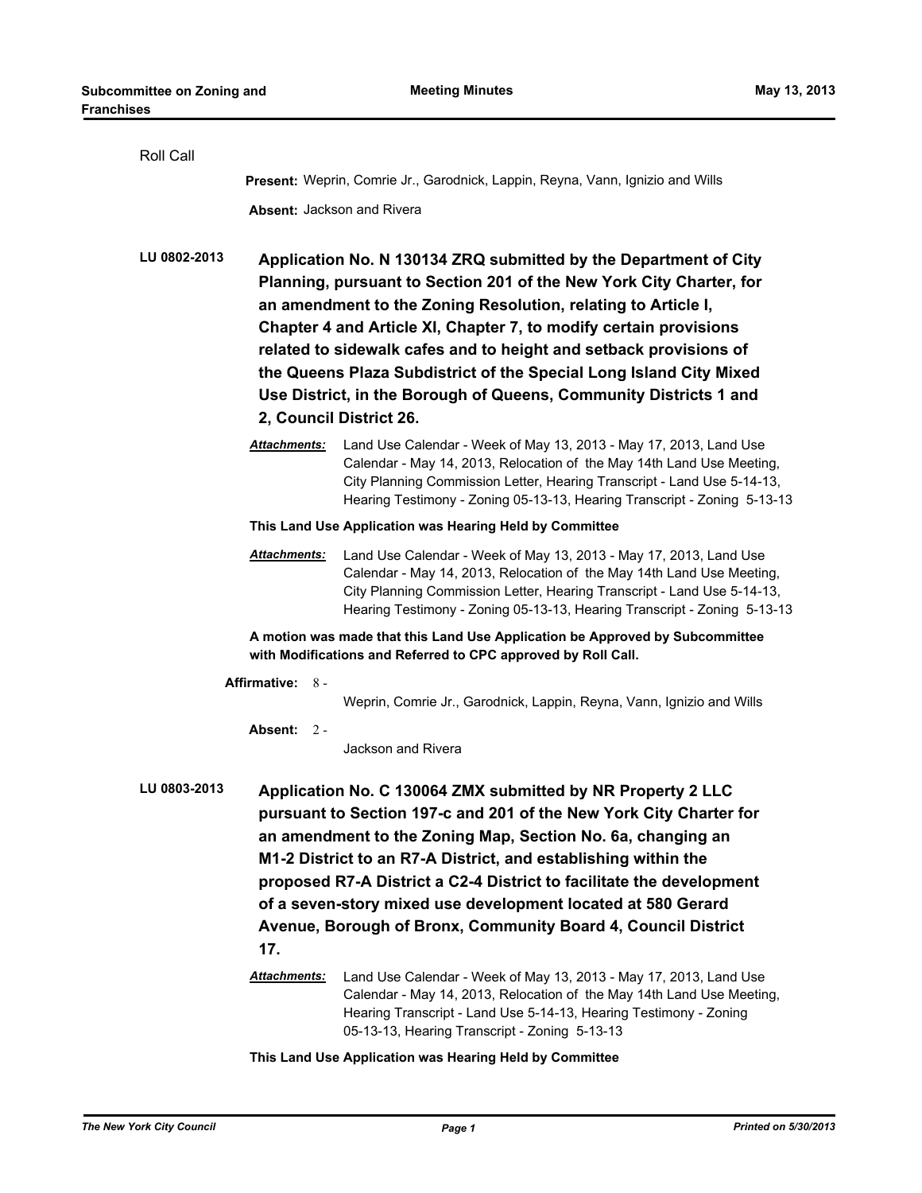Roll Call

**Present:** Weprin, Comrie Jr., Garodnick, Lappin, Reyna, Vann, Ignizio and Wills

**Absent:** Jackson and Rivera

**LU 0802-2013** **Application No. N 130134 ZRQ submitted by the Department of City Planning, pursuant to Section 201 of the New York City Charter, for an amendment to the Zoning Resolution, relating to Article I, Chapter 4 and Article XI, Chapter 7, to modify certain provisions related to sidewalk cafes and to height and setback provisions of the Queens Plaza Subdistrict of the Special Long Island City Mixed Use District, in the Borough of Queens, Community Districts 1 and 2, Council District 26.**

***Attachments:*** Land Use Calendar - Week of May 13, 2013 - May 17, 2013, Land Use Calendar - May 14, 2013, Relocation of the May 14th Land Use Meeting, City Planning Commission Letter, Hearing Transcript - Land Use 5-14-13, Hearing Testimony - Zoning 05-13-13, Hearing Transcript - Zoning 5-13-13

**This Land Use Application was Hearing Held by Committee**

***Attachments:*** Land Use Calendar - Week of May 13, 2013 - May 17, 2013, Land Use Calendar - May 14, 2013, Relocation of the May 14th Land Use Meeting, City Planning Commission Letter, Hearing Transcript - Land Use 5-14-13, Hearing Testimony - Zoning 05-13-13, Hearing Transcript - Zoning 5-13-13

**A motion was made that this Land Use Application be Approved by Subcommittee with Modifications and Referred to CPC approved by Roll Call.**

**Affirmative:** 8 - Weprin, Comrie Jr., Garodnick, Lappin, Reyna, Vann, Ignizio and Wills

**Absent:** 2 - Jackson and Rivera

**LU 0803-2013** **Application No. C 130064 ZMX submitted by NR Property 2 LLC pursuant to Section 197-c and 201 of the New York City Charter for an amendment to the Zoning Map, Section No. 6a, changing an M1-2 District to an R7-A District, and establishing within the proposed R7-A District a C2-4 District to facilitate the development of a seven-story mixed use development located at 580 Gerard Avenue, Borough of Bronx, Community Board 4, Council District 17.**

***Attachments:*** Land Use Calendar - Week of May 13, 2013 - May 17, 2013, Land Use Calendar - May 14, 2013, Relocation of the May 14th Land Use Meeting, Hearing Transcript - Land Use 5-14-13, Hearing Testimony - Zoning 05-13-13, Hearing Transcript - Zoning 5-13-13

**This Land Use Application was Hearing Held by Committee**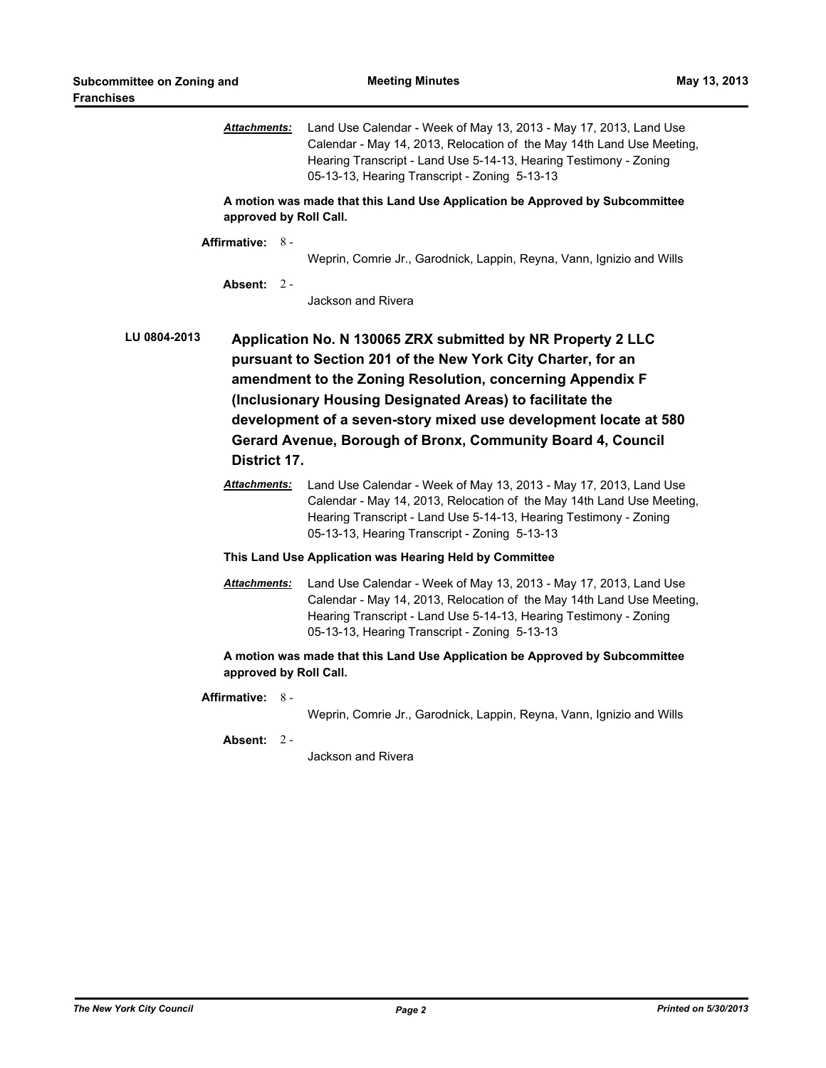***Attachments:*** Land Use Calendar - Week of May 13, 2013 - May 17, 2013, Land Use Calendar - May 14, 2013, Relocation of the May 14th Land Use Meeting, Hearing Transcript - Land Use 5-14-13, Hearing Testimony - Zoning 05-13-13, Hearing Transcript - Zoning 5-13-13

**A motion was made that this Land Use Application be Approved by Subcommittee approved by Roll Call.**

**Affirmative:** 8 - Weprin, Comrie Jr., Garodnick, Lappin, Reyna, Vann, Ignizio and Wills

**Absent:** 2 - Jackson and Rivera

**LU 0804-2013** **Application No. N 130065 ZRX submitted by NR Property 2 LLC pursuant to Section 201 of the New York City Charter, for an amendment to the Zoning Resolution, concerning Appendix F (Inclusionary Housing Designated Areas) to facilitate the development of a seven-story mixed use development locate at 580 Gerard Avenue, Borough of Bronx, Community Board 4, Council District 17.**

***Attachments:*** Land Use Calendar - Week of May 13, 2013 - May 17, 2013, Land Use Calendar - May 14, 2013, Relocation of the May 14th Land Use Meeting, Hearing Transcript - Land Use 5-14-13, Hearing Testimony - Zoning 05-13-13, Hearing Transcript - Zoning 5-13-13

**This Land Use Application was Hearing Held by Committee**

***Attachments:*** Land Use Calendar - Week of May 13, 2013 - May 17, 2013, Land Use Calendar - May 14, 2013, Relocation of the May 14th Land Use Meeting, Hearing Transcript - Land Use 5-14-13, Hearing Testimony - Zoning 05-13-13, Hearing Transcript - Zoning 5-13-13

**A motion was made that this Land Use Application be Approved by Subcommittee approved by Roll Call.**

**Affirmative:** 8 - Weprin, Comrie Jr., Garodnick, Lappin, Reyna, Vann, Ignizio and Wills

**Absent:** 2 - Jackson and Rivera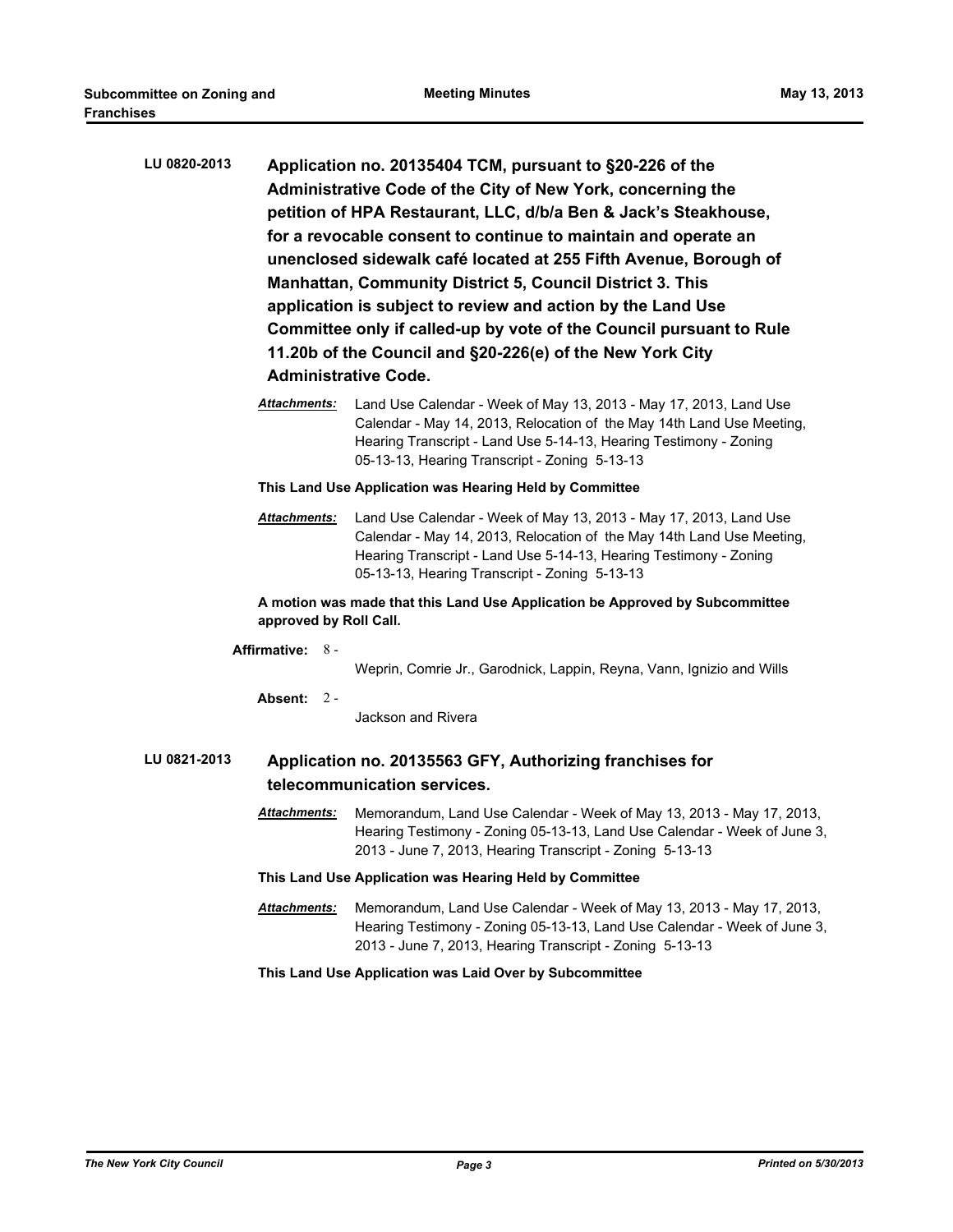**LU 0820-2013** **Application no. 20135404 TCM, pursuant to §20-226 of the Administrative Code of the City of New York, concerning the petition of HPA Restaurant, LLC, d/b/a Ben & Jack's Steakhouse, for a revocable consent to continue to maintain and operate an unenclosed sidewalk café located at 255 Fifth Avenue, Borough of Manhattan, Community District 5, Council District 3. This application is subject to review and action by the Land Use Committee only if called-up by vote of the Council pursuant to Rule 11.20b of the Council and §20-226(e) of the New York City Administrative Code.**

***Attachments:*** Land Use Calendar - Week of May 13, 2013 - May 17, 2013, Land Use Calendar - May 14, 2013, Relocation of the May 14th Land Use Meeting, Hearing Transcript - Land Use 5-14-13, Hearing Testimony - Zoning 05-13-13, Hearing Transcript - Zoning 5-13-13

**This Land Use Application was Hearing Held by Committee**

***Attachments:*** Land Use Calendar - Week of May 13, 2013 - May 17, 2013, Land Use Calendar - May 14, 2013, Relocation of the May 14th Land Use Meeting, Hearing Transcript - Land Use 5-14-13, Hearing Testimony - Zoning 05-13-13, Hearing Transcript - Zoning 5-13-13

**A motion was made that this Land Use Application be Approved by Subcommittee approved by Roll Call.**

**Affirmative:** 8 - Weprin, Comrie Jr., Garodnick, Lappin, Reyna, Vann, Ignizio and Wills

**Absent:** 2 - Jackson and Rivera

**LU 0821-2013** **Application no. 20135563 GFY, Authorizing franchises for telecommunication services.**

***Attachments:*** Memorandum, Land Use Calendar - Week of May 13, 2013 - May 17, 2013, Hearing Testimony - Zoning 05-13-13, Land Use Calendar - Week of June 3, 2013 - June 7, 2013, Hearing Transcript - Zoning 5-13-13

**This Land Use Application was Hearing Held by Committee**

***Attachments:*** Memorandum, Land Use Calendar - Week of May 13, 2013 - May 17, 2013, Hearing Testimony - Zoning 05-13-13, Land Use Calendar - Week of June 3, 2013 - June 7, 2013, Hearing Transcript - Zoning 5-13-13

**This Land Use Application was Laid Over by Subcommittee**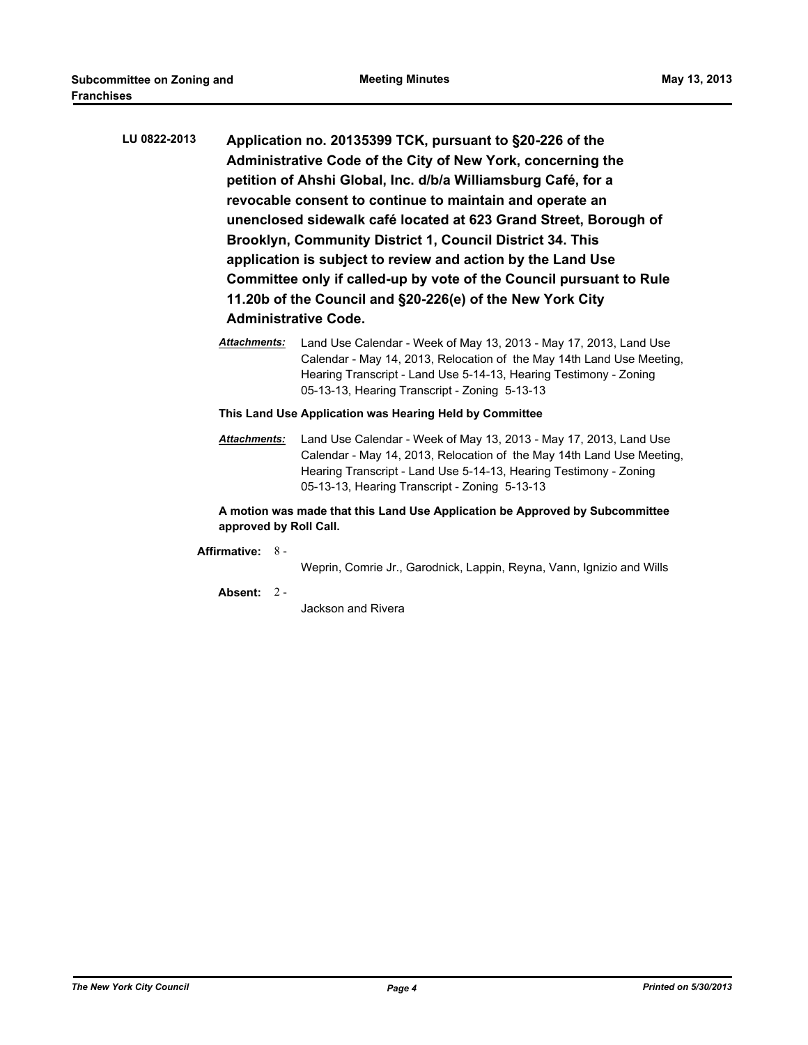**LU 0822-2013** **Application no. 20135399 TCK, pursuant to §20-226 of the Administrative Code of the City of New York, concerning the petition of Ahshi Global, Inc. d/b/a Williamsburg Café, for a revocable consent to continue to maintain and operate an unenclosed sidewalk café located at 623 Grand Street, Borough of Brooklyn, Community District 1, Council District 34. This application is subject to review and action by the Land Use Committee only if called-up by vote of the Council pursuant to Rule 11.20b of the Council and §20-226(e) of the New York City Administrative Code.**

***Attachments:*** Land Use Calendar - Week of May 13, 2013 - May 17, 2013, Land Use Calendar - May 14, 2013, Relocation of the May 14th Land Use Meeting, Hearing Transcript - Land Use 5-14-13, Hearing Testimony - Zoning 05-13-13, Hearing Transcript - Zoning 5-13-13

**This Land Use Application was Hearing Held by Committee**

***Attachments:*** Land Use Calendar - Week of May 13, 2013 - May 17, 2013, Land Use Calendar - May 14, 2013, Relocation of the May 14th Land Use Meeting, Hearing Transcript - Land Use 5-14-13, Hearing Testimony - Zoning 05-13-13, Hearing Transcript - Zoning 5-13-13

**A motion was made that this Land Use Application be Approved by Subcommittee approved by Roll Call.**

**Affirmative:** 8 - Weprin, Comrie Jr., Garodnick, Lappin, Reyna, Vann, Ignizio and Wills

**Absent:** 2 - Jackson and Rivera